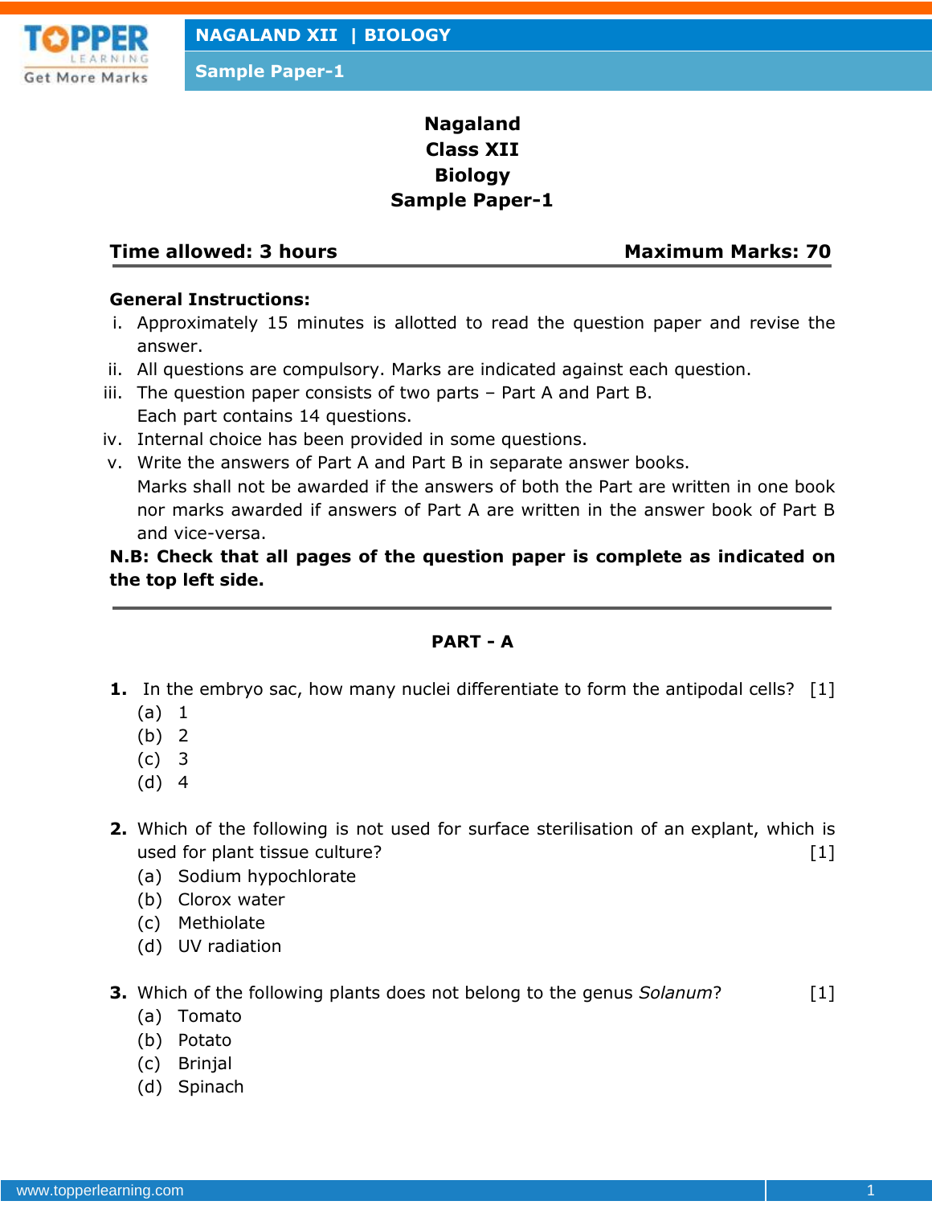# Nagaland
# Class XII
# Biology
# Sample Paper-1

**Time allowed: 3 hours** **Maximum Marks: 70**

**General Instructions:**

i. Approximately 15 minutes is allotted to read the question paper and revise the answer.
ii. All questions are compulsory. Marks are indicated against each question.
iii. The question paper consists of two parts – Part A and Part B.
Each part contains 14 questions.
iv. Internal choice has been provided in some questions.
v. Write the answers of Part A and Part B in separate answer books.
Marks shall not be awarded if the answers of both the Part are written in one book nor marks awarded if answers of Part A are written in the answer book of Part B and vice-versa.

**N.B: Check that all pages of the question paper is complete as indicated on the top left side.**

---

## PART - A

**1.** In the embryo sac, how many nuclei differentiate to form the antipodal cells? [1]
(a) 1
(b) 2
(c) 3
(d) 4

**2.** Which of the following is not used for surface sterilisation of an explant, which is used for plant tissue culture? [1]
(a) Sodium hypochlorate
(b) Clorox water
(c) Methiolate
(d) UV radiation

**3.** Which of the following plants does not belong to the genus *Solanum*? [1]
(a) Tomato
(b) Potato
(c) Brinjal
(d) Spinach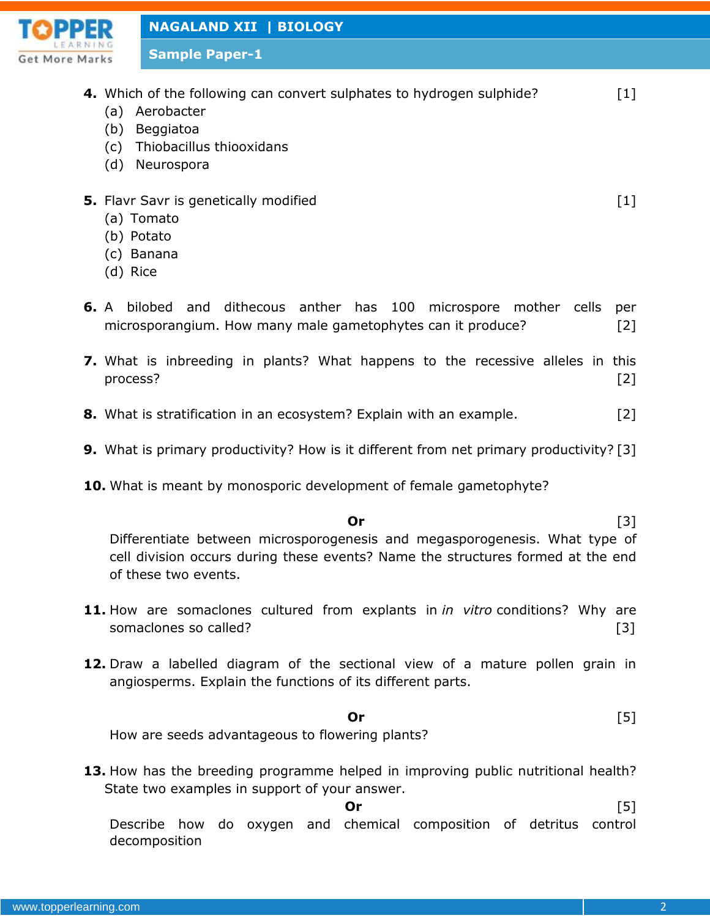**4.** Which of the following can convert sulphates to hydrogen sulphide? [1]

(a) Aerobacter
(b) Beggiatoa
(c) Thiobacillus thiooxidans
(d) Neurospora

**5.** Flavr Savr is genetically modified [1]

(a) Tomato
(b) Potato
(c) Banana
(d) Rice

**6.** A bilobed and dithecous anther has 100 microspore mother cells per microsporangium. How many male gametophytes can it produce? [2]

**7.** What is inbreeding in plants? What happens to the recessive alleles in this process? [2]

**8.** What is stratification in an ecosystem? Explain with an example. [2]

**9.** What is primary productivity? How is it different from net primary productivity? [3]

**10.** What is meant by monosporic development of female gametophyte?

**Or** [3]

Differentiate between microsporogenesis and megasporogenesis. What type of cell division occurs during these events? Name the structures formed at the end of these two events.

**11.** How are somaclones cultured from explants in *in vitro* conditions? Why are somaclones so called? [3]

**12.** Draw a labelled diagram of the sectional view of a mature pollen grain in angiosperms. Explain the functions of its different parts.

**Or** [5]

How are seeds advantageous to flowering plants?

**13.** How has the breeding programme helped in improving public nutritional health? State two examples in support of your answer.

**Or** [5]

Describe how do oxygen and chemical composition of detritus control decomposition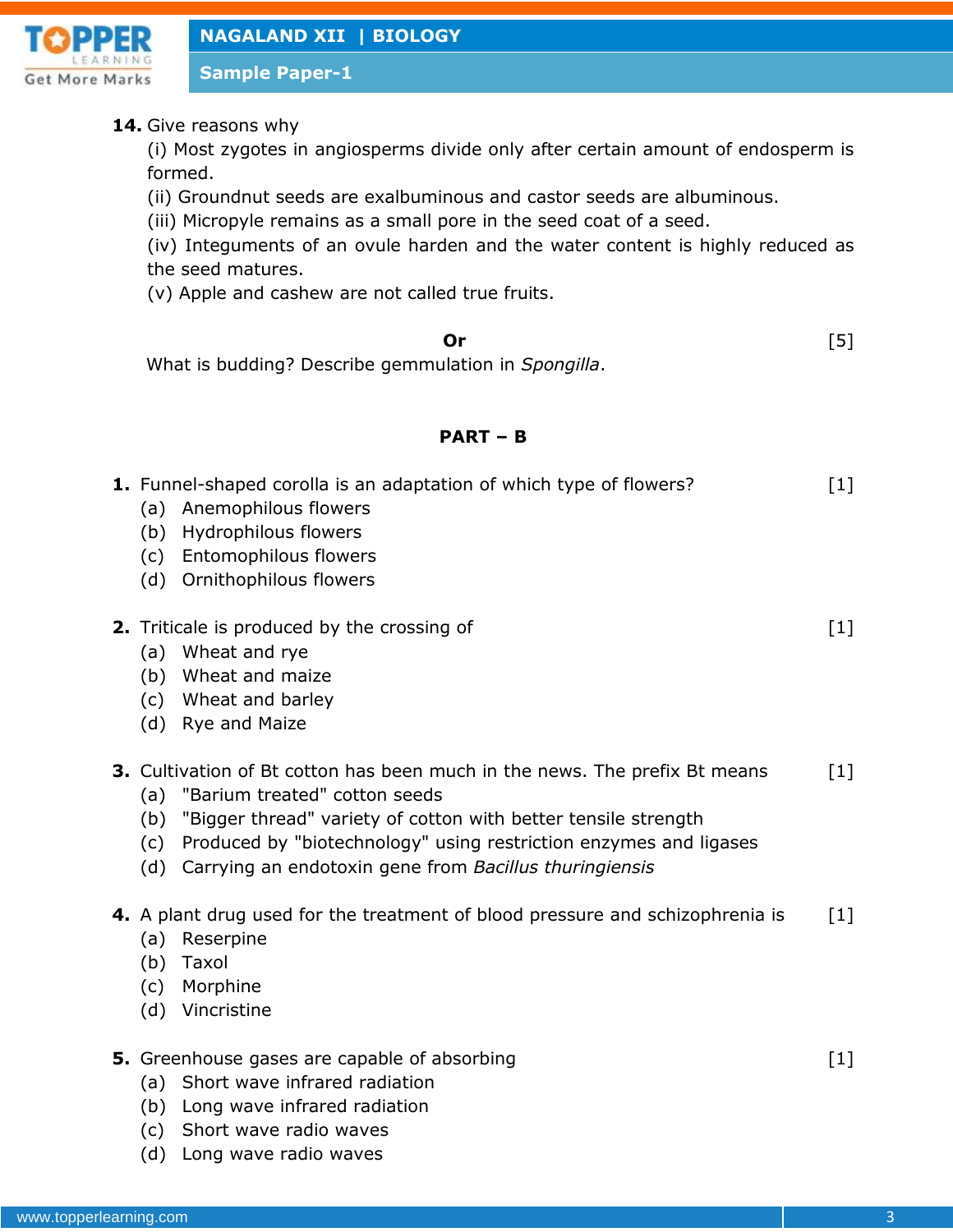**14.** Give reasons why

(i) Most zygotes in angiosperms divide only after certain amount of endosperm is formed.

(ii) Groundnut seeds are exalbuminous and castor seeds are albuminous.

(iii) Micropyle remains as a small pore in the seed coat of a seed.

(iv) Integuments of an ovule harden and the water content is highly reduced as the seed matures.

(v) Apple and cashew are not called true fruits.

**Or** [5]

What is budding? Describe gemmulation in *Spongilla*.

## PART – B

**1.** Funnel-shaped corolla is an adaptation of which type of flowers? [1]

(a) Anemophilous flowers
(b) Hydrophilous flowers
(c) Entomophilous flowers
(d) Ornithophilous flowers

**2.** Triticale is produced by the crossing of [1]

(a) Wheat and rye
(b) Wheat and maize
(c) Wheat and barley
(d) Rye and Maize

**3.** Cultivation of Bt cotton has been much in the news. The prefix Bt means [1]

(a) "Barium treated" cotton seeds
(b) "Bigger thread" variety of cotton with better tensile strength
(c) Produced by "biotechnology" using restriction enzymes and ligases
(d) Carrying an endotoxin gene from *Bacillus thuringiensis*

**4.** A plant drug used for the treatment of blood pressure and schizophrenia is [1]

(a) Reserpine
(b) Taxol
(c) Morphine
(d) Vincristine

**5.** Greenhouse gases are capable of absorbing [1]

(a) Short wave infrared radiation
(b) Long wave infrared radiation
(c) Short wave radio waves
(d) Long wave radio waves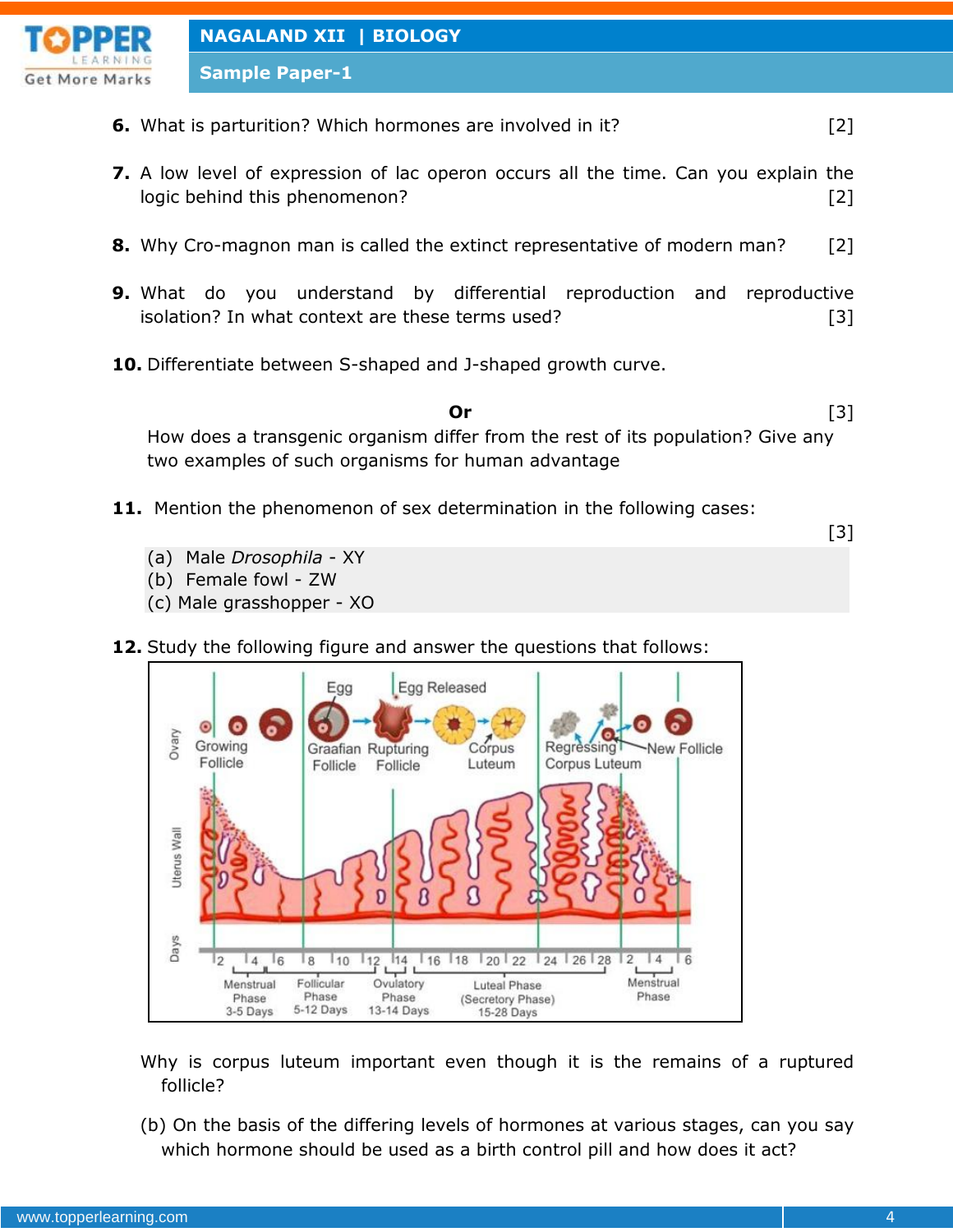**6.** What is parturition? Which hormones are involved in it? [2]

**7.** A low level of expression of lac operon occurs all the time. Can you explain the logic behind this phenomenon? [2]

**8.** Why Cro-magnon man is called the extinct representative of modern man? [2]

**9.** What do you understand by differential reproduction and reproductive isolation? In what context are these terms used? [3]

**10.** Differentiate between S-shaped and J-shaped growth curve.

**Or** [3]

How does a transgenic organism differ from the rest of its population? Give any two examples of such organisms for human advantage

**11.** Mention the phenomenon of sex determination in the following cases: [3]

(a) Male *Drosophila* - XY
(b) Female fowl - ZW
(c) Male grasshopper - XO

**12.** Study the following figure and answer the questions that follows:

Why is corpus luteum important even though it is the remains of a ruptured follicle?

(b) On the basis of the differing levels of hormones at various stages, can you say which hormone should be used as a birth control pill and how does it act?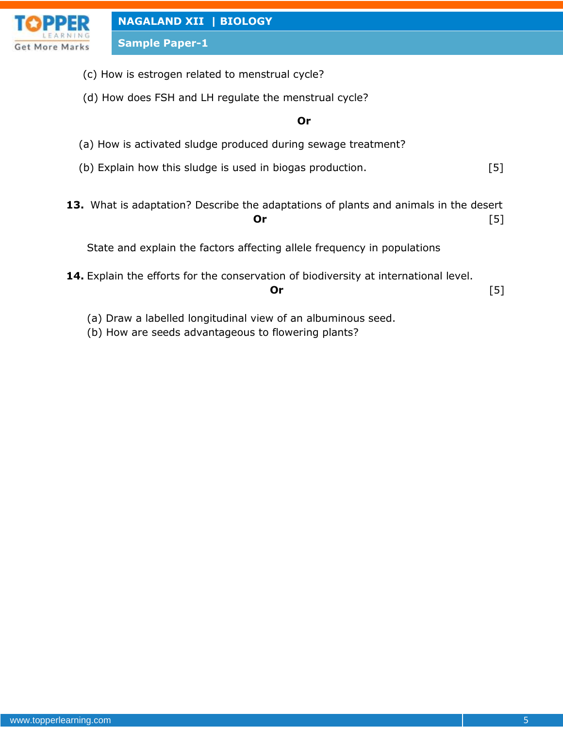(c) How is estrogen related to menstrual cycle?

(d) How does FSH and LH regulate the menstrual cycle?

**Or**

(a) How is activated sludge produced during sewage treatment?

(b) Explain how this sludge is used in biogas production. [5]

**13.** What is adaptation? Describe the adaptations of plants and animals in the desert

**Or** [5]

State and explain the factors affecting allele frequency in populations

**14.** Explain the efforts for the conservation of biodiversity at international level.

**Or** [5]

(a) Draw a labelled longitudinal view of an albuminous seed.

(b) How are seeds advantageous to flowering plants?